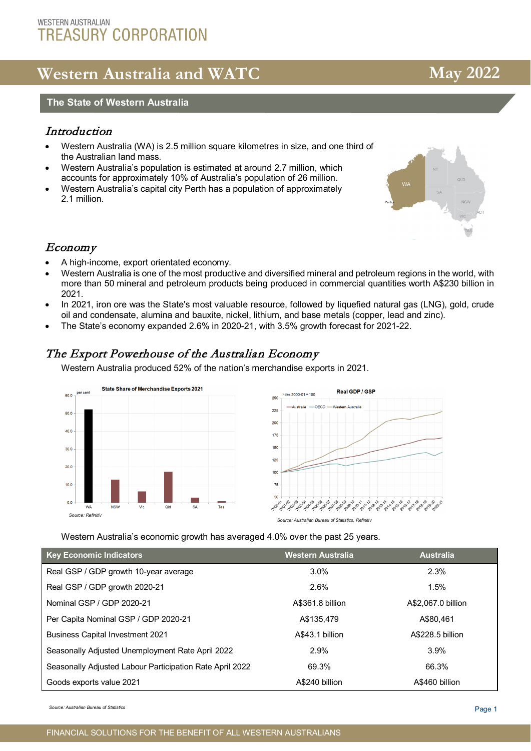WESTERN AUSTRALIAN
TREASURY CORPORATION

# Western Australia and WATC

May 2022

## The State of Western Australia

### *Introduction*

- Western Australia (WA) is 2.5 million square kilometres in size, and one third of the Australian land mass.
- Western Australia's population is estimated at around 2.7 million, which accounts for approximately 10% of Australia's population of 26 million.
- Western Australia's capital city Perth has a population of approximately 2.1 million.

### *Economy*

- A high-income, export orientated economy.
- Western Australia is one of the most productive and diversified mineral and petroleum regions in the world, with more than 50 mineral and petroleum products being produced in commercial quantities worth A$230 billion in 2021.
- In 2021, iron ore was the State's most valuable resource, followed by liquefied natural gas (LNG), gold, crude oil and condensate, alumina and bauxite, nickel, lithium, and base metals (copper, lead and zinc).
- The State's economy expanded 2.6% in 2020-21, with 3.5% growth forecast for 2021-22.

### *The Export Powerhouse of the Australian Economy*

Western Australia produced 52% of the nation's merchandise exports in 2021.

State Share of Merchandise Exports 2021

Source: Refinitiv

Real GDP / GSP

Source: Australian Bureau of Statistics, Refinitiv

Western Australia's economic growth has averaged 4.0% over the past 25 years.

| Key Economic Indicators | Western Australia | Australia |
|---|---|---|
| Real GSP / GDP growth 10-year average | 3.0% | 2.3% |
| Real GSP / GDP growth 2020-21 | 2.6% | 1.5% |
| Nominal GSP / GDP 2020-21 | A$361.8 billion | A$2,067.0 billion |
| Per Capita Nominal GSP / GDP 2020-21 | A$135,479 | A$80,461 |
| Business Capital Investment 2021 | A$43.1 billion | A$228.5 billion |
| Seasonally Adjusted Unemployment Rate April 2022 | 2.9% | 3.9% |
| Seasonally Adjusted Labour Participation Rate April 2022 | 69.3% | 66.3% |
| Goods exports value 2021 | A$240 billion | A$460 billion |

*Source: Australian Bureau of Statistics*

FINANCIAL SOLUTIONS FOR THE BENEFIT OF ALL WESTERN AUSTRALIANS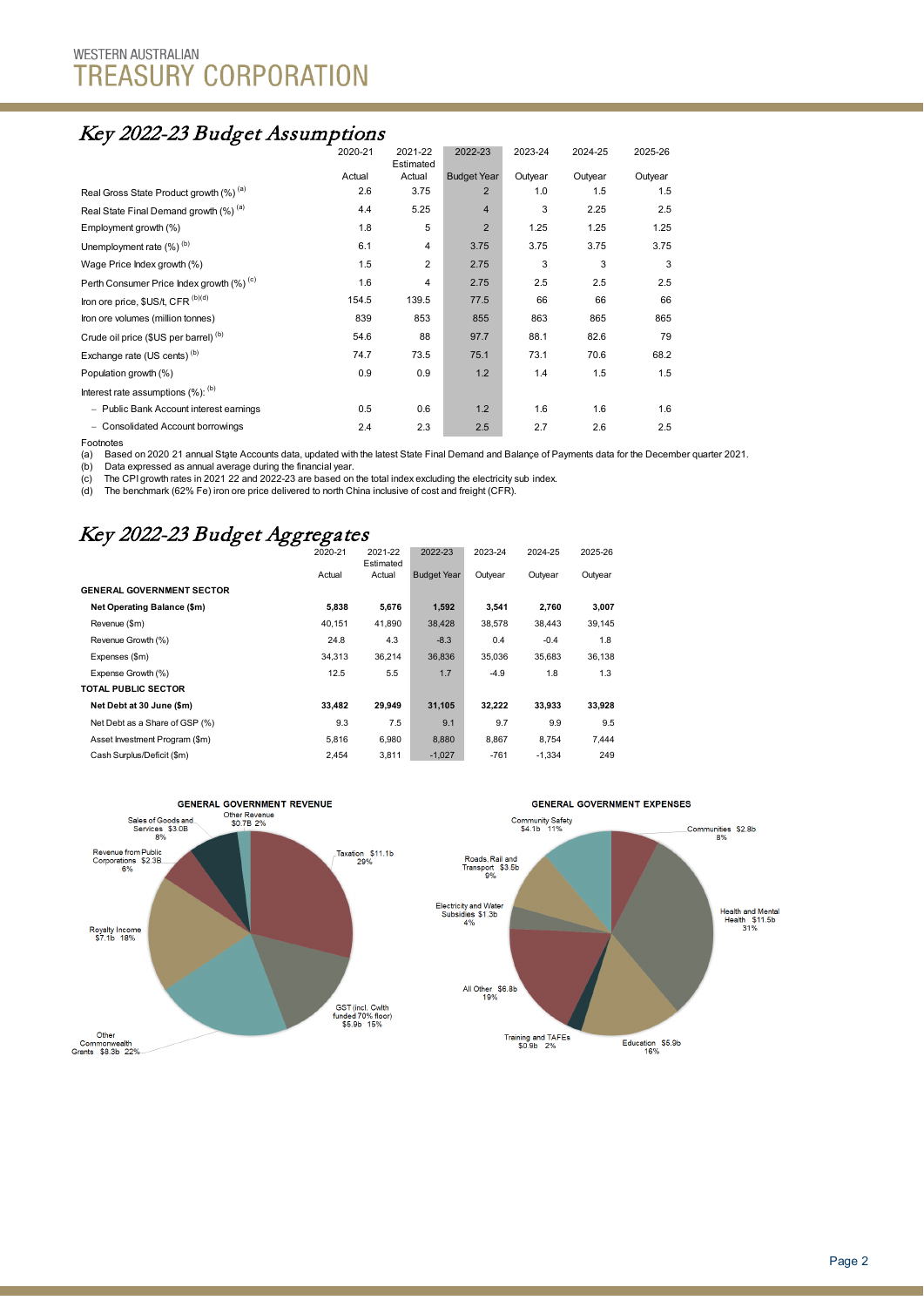## Key 2022-23 Budget Assumptions

| | 2020-21 Actual | 2021-22 Estimated Actual | 2022-23 Budget Year | 2023-24 Outyear | 2024-25 Outyear | 2025-26 Outyear |
|---|---|---|---|---|---|---|
| Real Gross State Product growth (%) [a] | 2.6 | 3.75 | 2 | 1.0 | 1.5 | 1.5 |
| Real State Final Demand growth (%) [a] | 4.4 | 5.25 | 4 | 3 | 2.25 | 2.5 |
| Employment growth (%) | 1.8 | 5 | 2 | 1.25 | 1.25 | 1.25 |
| Unemployment rate (%) [b] | 6.1 | 4 | 3.75 | 3.75 | 3.75 | 3.75 |
| Wage Price Index growth (%) | 1.5 | 2 | 2.75 | 3 | 3 | 3 |
| Perth Consumer Price Index growth (%) [c] | 1.6 | 4 | 2.75 | 2.5 | 2.5 | 2.5 |
| Iron ore price, $US/t, CFR [b][d] | 154.5 | 139.5 | 77.5 | 66 | 66 | 66 |
| Iron ore volumes (million tonnes) | 839 | 853 | 855 | 863 | 865 | 865 |
| Crude oil price ($US per barrel) [b] | 54.6 | 88 | 97.7 | 88.1 | 82.6 | 79 |
| Exchange rate (US cents) [b] | 74.7 | 73.5 | 75.1 | 73.1 | 70.6 | 68.2 |
| Population growth (%) | 0.9 | 0.9 | 1.2 | 1.4 | 1.5 | 1.5 |
| Interest rate assumptions (%): [b] | | | | | | |
| – Public Bank Account interest earnings | 0.5 | 0.6 | 1.2 | 1.6 | 1.6 | 1.6 |
| – Consolidated Account borrowings | 2.4 | 2.3 | 2.5 | 2.7 | 2.6 | 2.5 |

Footnotes

(a) Based on 2020 21 annual State Accounts data, updated with the latest State Final Demand and Balance of Payments data for the December quarter 2021.
(b) Data expressed as annual average during the financial year.
(c) The CPI growth rates in 2021 22 and 2022-23 are based on the total index excluding the electricity sub index.
(d) The benchmark (62% Fe) iron ore price delivered to north China inclusive of cost and freight (CFR).

## Key 2022-23 Budget Aggregates

| | 2020-21 Actual | 2021-22 Estimated Actual | 2022-23 Budget Year | 2023-24 Outyear | 2024-25 Outyear | 2025-26 Outyear |
|---|---|---|---|---|---|---|
| **GENERAL GOVERNMENT SECTOR** | | | | | | |
| **Net Operating Balance ($m)** | **5,838** | **5,676** | **1,592** | **3,541** | **2,760** | **3,007** |
| Revenue ($m) | 40,151 | 41,890 | 38,428 | 38,578 | 38,443 | 39,145 |
| Revenue Growth (%) | 24.8 | 4.3 | -8.3 | 0.4 | -0.4 | 1.8 |
| Expenses ($m) | 34,313 | 36,214 | 36,836 | 35,036 | 35,683 | 36,138 |
| Expense Growth (%) | 12.5 | 5.5 | 1.7 | -4.9 | 1.8 | 1.3 |
| **TOTAL PUBLIC SECTOR** | | | | | | |
| **Net Debt at 30 June ($m)** | **33,482** | **29,949** | **31,105** | **32,222** | **33,933** | **33,928** |
| Net Debt as a Share of GSP (%) | 9.3 | 7.5 | 9.1 | 9.7 | 9.9 | 9.5 |
| Asset Investment Program ($m) | 5,816 | 6,980 | 8,880 | 8,867 | 8,754 | 7,444 |
| Cash Surplus/Deficit ($m) | 2,454 | 3,811 | -1,027 | -761 | -1,334 | 249 |

**GENERAL GOVERNMENT REVENUE**

- Taxation $11.1b 29%
- GST (incl. Cwlth funded 70% floor) $5.9b 15%
- Other Commonwealth Grants $8.3b 22%
- Royalty Income $7.1b 18%
- Revenue from Public Corporations $2.3B 6%
- Sales of Goods and Services $3.0B 8%
- Other Revenue $0.7B 2%

**GENERAL GOVERNMENT EXPENSES**

- Communities $2.8b 8%
- Health and Mental Health $11.5b 31%
- Education $5.9b 16%
- Training and TAFEs $0.9b 2%
- All Other $6.8b 19%
- Electricity and Water Subsidies $1.3b 4%
- Roads, Rail and Transport $3.5b 9%
- Community Safety $4.1b 11%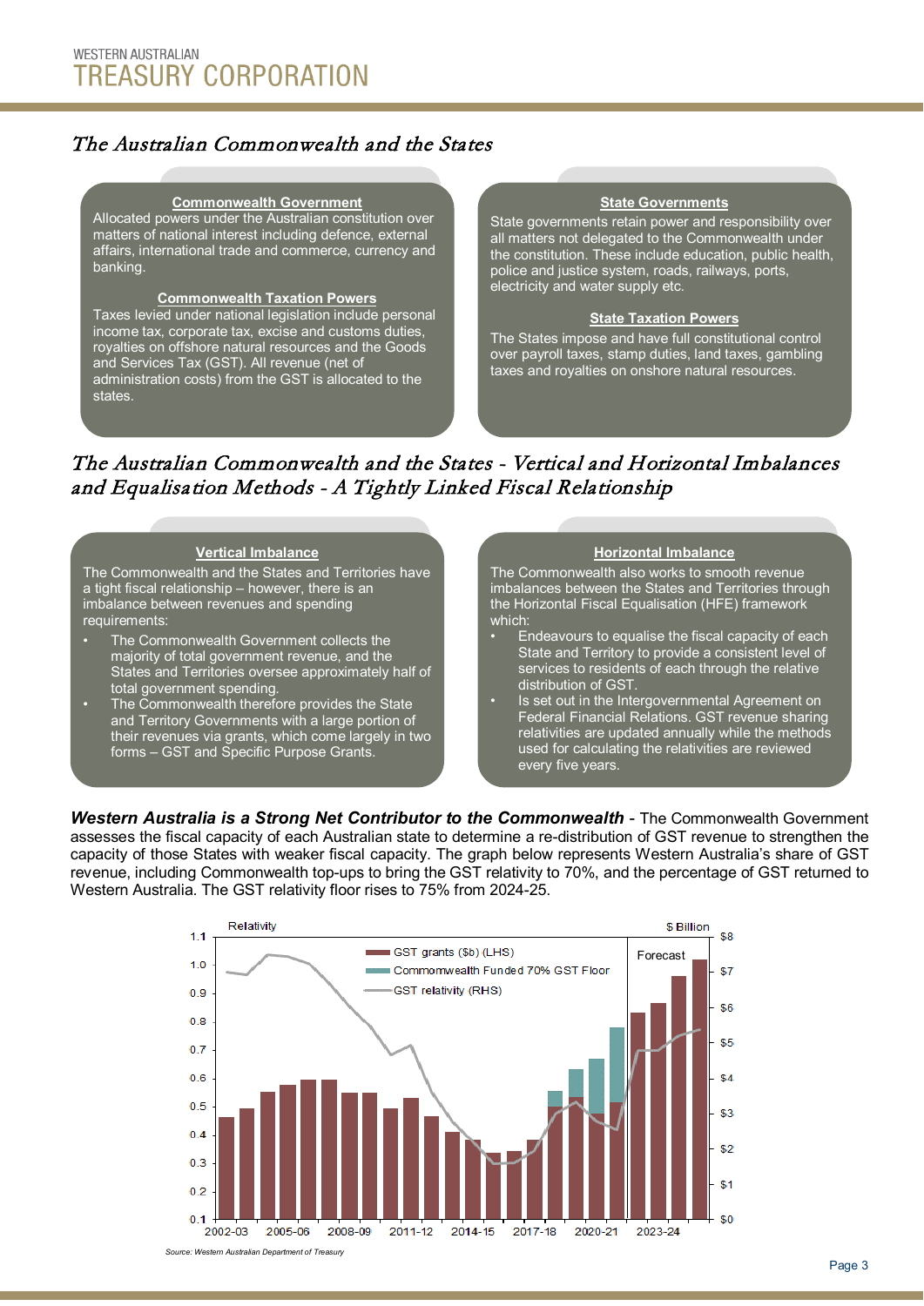## The Australian Commonwealth and the States

**Commonwealth Government**

Allocated powers under the Australian constitution over matters of national interest including defence, external affairs, international trade and commerce, currency and banking.

**Commonwealth Taxation Powers**

Taxes levied under national legislation include personal income tax, corporate tax, excise and customs duties, royalties on offshore natural resources and the Goods and Services Tax (GST). All revenue (net of administration costs) from the GST is allocated to the states.

**State Governments**

State governments retain power and responsibility over all matters not delegated to the Commonwealth under the constitution. These include education, public health, police and justice system, roads, railways, ports, electricity and water supply etc.

**State Taxation Powers**

The States impose and have full constitutional control over payroll taxes, stamp duties, land taxes, gambling taxes and royalties on onshore natural resources.

## The Australian Commonwealth and the States - Vertical and Horizontal Imbalances and Equalisation Methods - A Tightly Linked Fiscal Relationship

**Vertical Imbalance**

The Commonwealth and the States and Territories have a tight fiscal relationship – however, there is an imbalance between revenues and spending requirements:

- The Commonwealth Government collects the majority of total government revenue, and the States and Territories oversee approximately half of total government spending.
- The Commonwealth therefore provides the State and Territory Governments with a large portion of their revenues via grants, which come largely in two forms – GST and Specific Purpose Grants.

**Horizontal Imbalance**

The Commonwealth also works to smooth revenue imbalances between the States and Territories through the Horizontal Fiscal Equalisation (HFE) framework which:

- Endeavours to equalise the fiscal capacity of each State and Territory to provide a consistent level of services to residents of each through the relative distribution of GST.
- Is set out in the Intergovernmental Agreement on Federal Financial Relations. GST revenue sharing relativities are updated annually while the methods used for calculating the relativities are reviewed every five years.

***Western Australia is a Strong Net Contributor to the Commonwealth*** - The Commonwealth Government assesses the fiscal capacity of each Australian state to determine a re-distribution of GST revenue to strengthen the capacity of those States with weaker fiscal capacity. The graph below represents Western Australia's share of GST revenue, including Commonwealth top-ups to bring the GST relativity to 70%, and the percentage of GST returned to Western Australia. The GST relativity floor rises to 75% from 2024-25.

*Source: Western Australian Department of Treasury*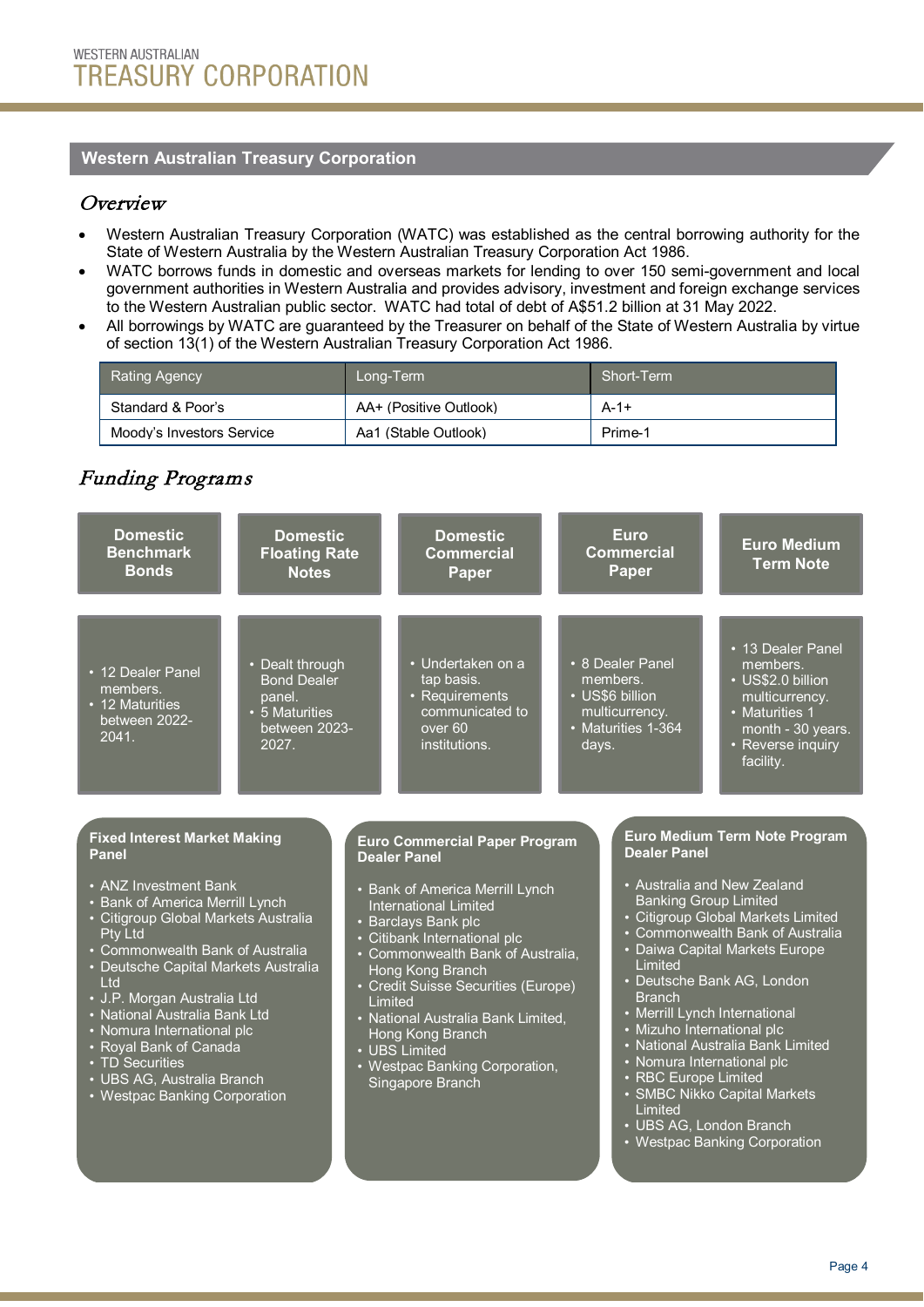## Western Australian Treasury Corporation

### *Overview*

- Western Australian Treasury Corporation (WATC) was established as the central borrowing authority for the State of Western Australia by the Western Australian Treasury Corporation Act 1986.
- WATC borrows funds in domestic and overseas markets for lending to over 150 semi-government and local government authorities in Western Australia and provides advisory, investment and foreign exchange services to the Western Australian public sector. WATC had total of debt of A$51.2 billion at 31 May 2022.
- All borrowings by WATC are guaranteed by the Treasurer on behalf of the State of Western Australia by virtue of section 13(1) of the Western Australian Treasury Corporation Act 1986.

| Rating Agency | Long-Term | Short-Term |
|---|---|---|
| Standard & Poor's | AA+ (Positive Outlook) | A-1+ |
| Moody's Investors Service | Aa1 (Stable Outlook) | Prime-1 |

### *Funding Programs*

**Domestic Benchmark Bonds**

- 12 Dealer Panel members.
- 12 Maturities between 2022-2041.

**Domestic Floating Rate Notes**

- Dealt through Bond Dealer panel.
- 5 Maturities between 2023-2027.

**Domestic Commercial Paper**

- Undertaken on a tap basis.
- Requirements communicated to over 60 institutions.

**Euro Commercial Paper**

- 8 Dealer Panel members.
- US$6 billion multicurrency.
- Maturities 1-364 days.

**Euro Medium Term Note**

- 13 Dealer Panel members.
- US$2.0 billion multicurrency.
- Maturities 1 month - 30 years.
- Reverse inquiry facility.

**Fixed Interest Market Making Panel**

- ANZ Investment Bank
- Bank of America Merrill Lynch
- Citigroup Global Markets Australia Pty Ltd
- Commonwealth Bank of Australia
- Deutsche Capital Markets Australia Ltd
- J.P. Morgan Australia Ltd
- National Australia Bank Ltd
- Nomura International plc
- Royal Bank of Canada
- TD Securities
- UBS AG, Australia Branch
- Westpac Banking Corporation

**Euro Commercial Paper Program Dealer Panel**

- Bank of America Merrill Lynch International Limited
- Barclays Bank plc
- Citibank International plc
- Commonwealth Bank of Australia, Hong Kong Branch
- Credit Suisse Securities (Europe) Limited
- National Australia Bank Limited, Hong Kong Branch
- UBS Limited
- Westpac Banking Corporation, Singapore Branch

**Euro Medium Term Note Program Dealer Panel**

- Australia and New Zealand Banking Group Limited
- Citigroup Global Markets Limited
- Commonwealth Bank of Australia
- Daiwa Capital Markets Europe Limited
- Deutsche Bank AG, London Branch
- Merrill Lynch International
- Mizuho International plc
- National Australia Bank Limited
- Nomura International plc
- RBC Europe Limited
- SMBC Nikko Capital Markets Limited
- UBS AG, London Branch
- Westpac Banking Corporation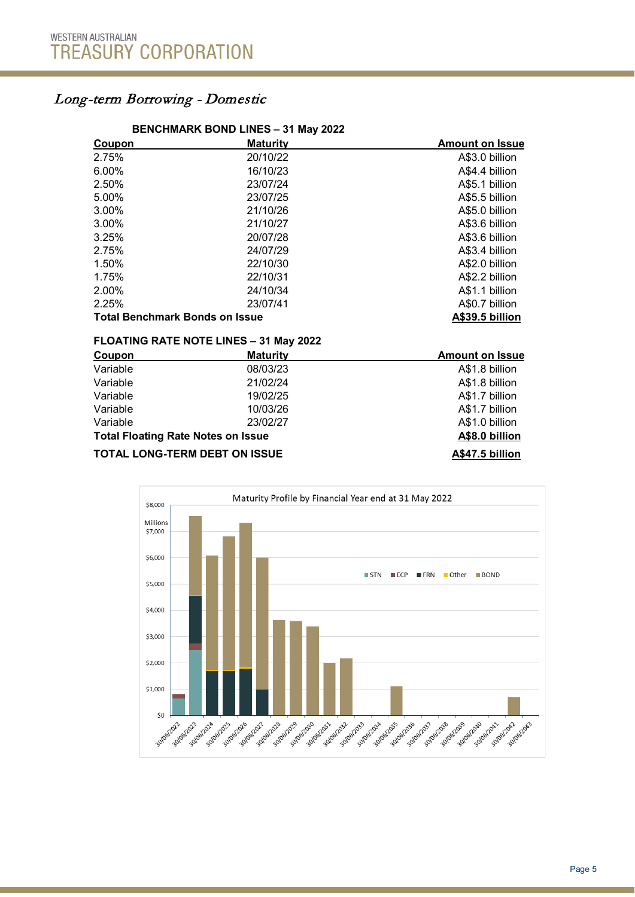# *Long-term Borrowing - Domestic*

**BENCHMARK BOND LINES – 31 May 2022**

| Coupon | Maturity | Amount on Issue |
|---|---|---|
| 2.75% | 20/10/22 | A$3.0 billion |
| 6.00% | 16/10/23 | A$4.4 billion |
| 2.50% | 23/07/24 | A$5.1 billion |
| 5.00% | 23/07/25 | A$5.5 billion |
| 3.00% | 21/10/26 | A$5.0 billion |
| 3.00% | 21/10/27 | A$3.6 billion |
| 3.25% | 20/07/28 | A$3.6 billion |
| 2.75% | 24/07/29 | A$3.4 billion |
| 1.50% | 22/10/30 | A$2.0 billion |
| 1.75% | 22/10/31 | A$2.2 billion |
| 2.00% | 24/10/34 | A$1.1 billion |
| 2.25% | 23/07/41 | A$0.7 billion |
| **Total Benchmark Bonds on Issue** | | **A$39.5 billion** |

**FLOATING RATE NOTE LINES – 31 May 2022**

| Coupon | Maturity | Amount on Issue |
|---|---|---|
| Variable | 08/03/23 | A$1.8 billion |
| Variable | 21/02/24 | A$1.8 billion |
| Variable | 19/02/25 | A$1.7 billion |
| Variable | 10/03/26 | A$1.7 billion |
| Variable | 23/02/27 | A$1.0 billion |
| **Total Floating Rate Notes on Issue** | | **A$8.0 billion** |

**TOTAL LONG-TERM DEBT ON ISSUE** **A$47.5 billion**

Maturity Profile by Financial Year end at 31 May 2022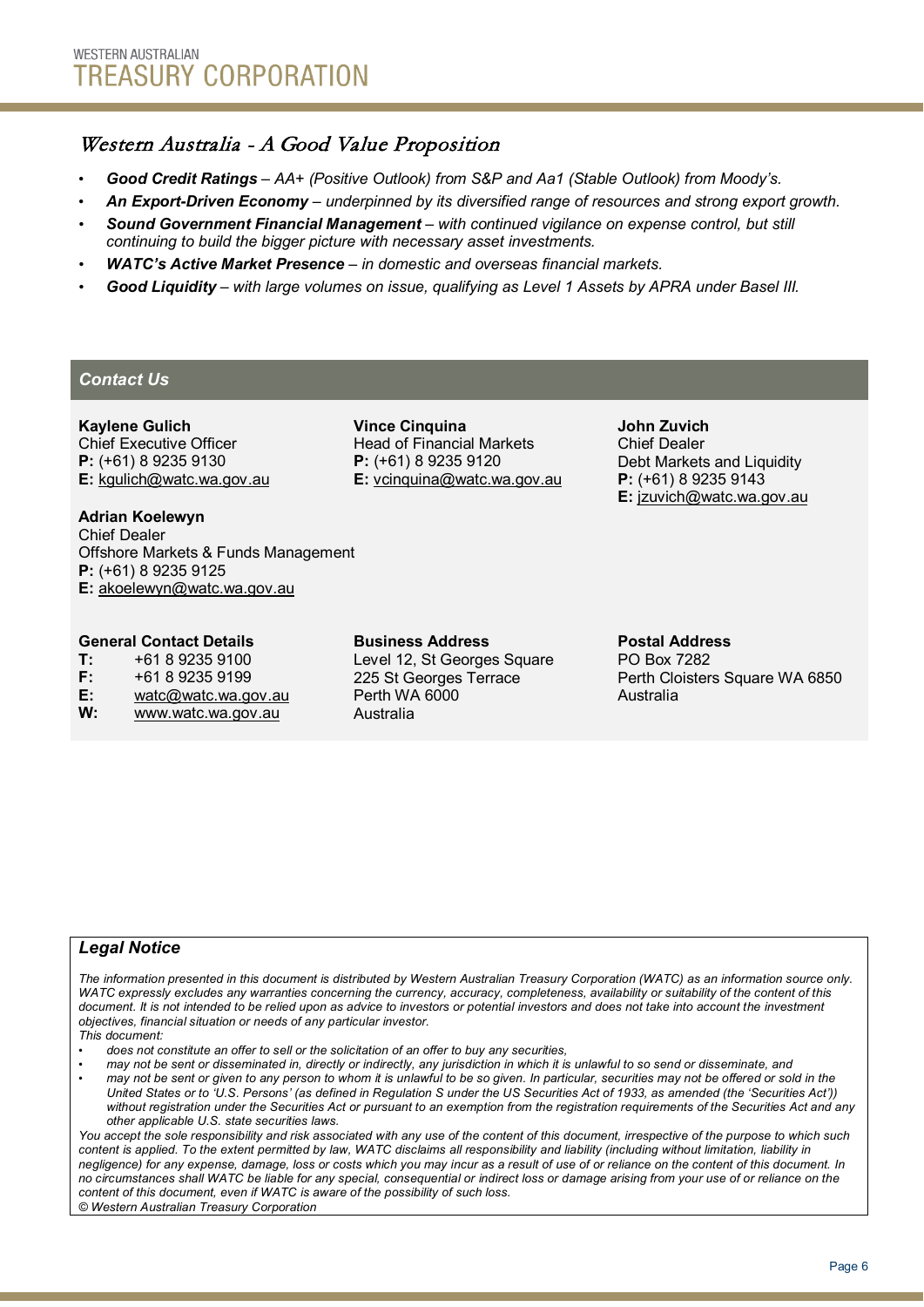## *Western Australia - A Good Value Proposition*

- ***Good Credit Ratings*** *– AA+ (Positive Outlook) from S&P and Aa1 (Stable Outlook) from Moody's.*
- ***An Export-Driven Economy*** *– underpinned by its diversified range of resources and strong export growth.*
- ***Sound Government Financial Management*** *– with continued vigilance on expense control, but still continuing to build the bigger picture with necessary asset investments.*
- ***WATC's Active Market Presence*** *– in domestic and overseas financial markets.*
- ***Good Liquidity*** *– with large volumes on issue, qualifying as Level 1 Assets by APRA under Basel III.*

### *Contact Us*

**Kaylene Gulich**
Chief Executive Officer
**P:** (+61) 8 9235 9130
**E:** kgulich@watc.wa.gov.au

**Vince Cinquina**
Head of Financial Markets
**P:** (+61) 8 9235 9120
**E:** vcinquina@watc.wa.gov.au

**John Zuvich**
Chief Dealer
Debt Markets and Liquidity
**P:** (+61) 8 9235 9143
**E:** jzuvich@watc.wa.gov.au

**Adrian Koelewyn**
Chief Dealer
Offshore Markets & Funds Management
**P:** (+61) 8 9235 9125
**E:** akoelewyn@watc.wa.gov.au

**General Contact Details**
**T:** +61 8 9235 9100
**F:** +61 8 9235 9199
**E:** watc@watc.wa.gov.au
**W:** www.watc.wa.gov.au

**Business Address**
Level 12, St Georges Square
225 St Georges Terrace
Perth WA 6000
Australia

**Postal Address**
PO Box 7282
Perth Cloisters Square WA 6850
Australia

### *Legal Notice*

*The information presented in this document is distributed by Western Australian Treasury Corporation (WATC) as an information source only. WATC expressly excludes any warranties concerning the currency, accuracy, completeness, availability or suitability of the content of this document. It is not intended to be relied upon as advice to investors or potential investors and does not take into account the investment objectives, financial situation or needs of any particular investor.*
*This document:*

- *does not constitute an offer to sell or the solicitation of an offer to buy any securities,*
- *may not be sent or disseminated in, directly or indirectly, any jurisdiction in which it is unlawful to so send or disseminate, and*
- *may not be sent or given to any person to whom it is unlawful to be so given. In particular, securities may not be offered or sold in the United States or to 'U.S. Persons' (as defined in Regulation S under the US Securities Act of 1933, as amended (the 'Securities Act')) without registration under the Securities Act or pursuant to an exemption from the registration requirements of the Securities Act and any other applicable U.S. state securities laws.*

*You accept the sole responsibility and risk associated with any use of the content of this document, irrespective of the purpose to which such content is applied. To the extent permitted by law, WATC disclaims all responsibility and liability (including without limitation, liability in negligence) for any expense, damage, loss or costs which you may incur as a result of use of or reliance on the content of this document. In no circumstances shall WATC be liable for any special, consequential or indirect loss or damage arising from your use of or reliance on the content of this document, even if WATC is aware of the possibility of such loss.*
*© Western Australian Treasury Corporation*